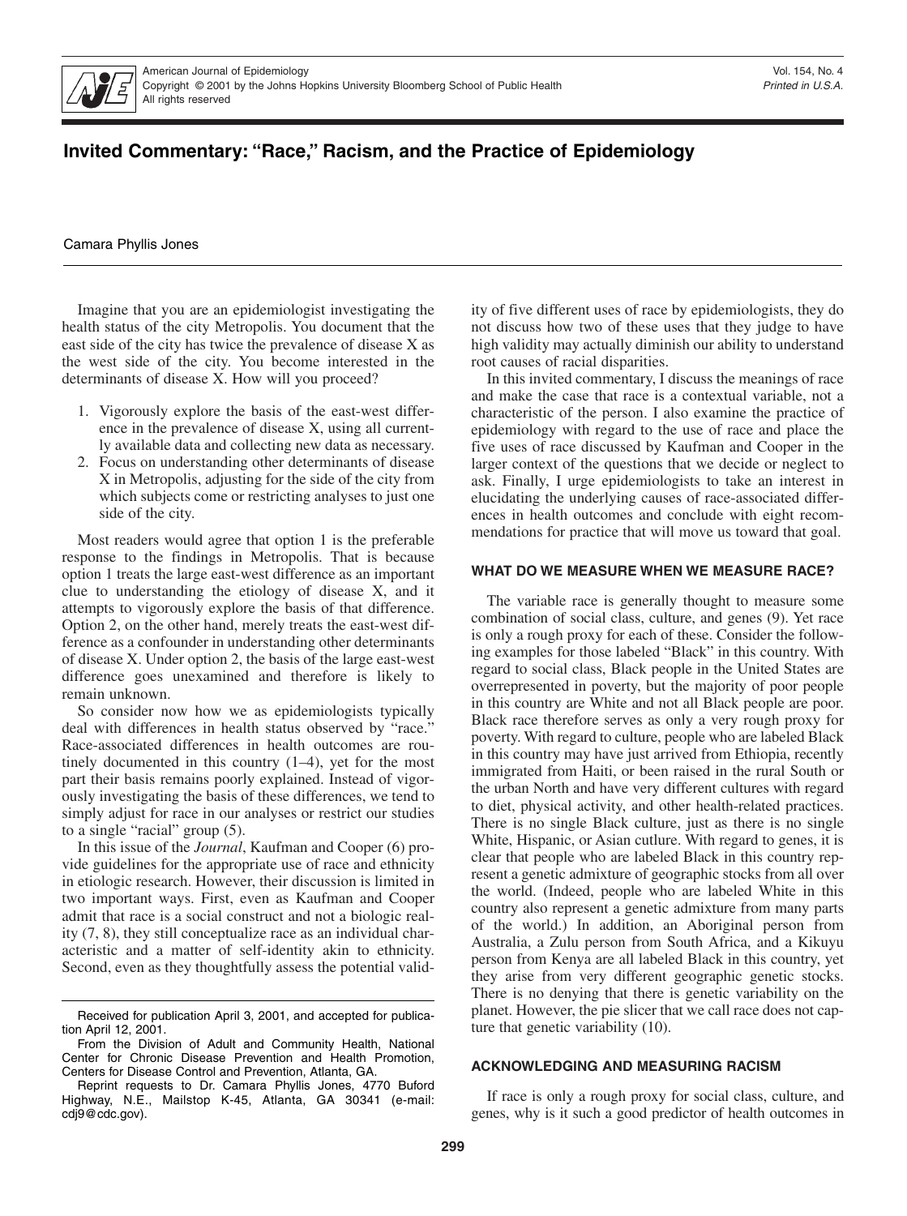# Invited Commentary: "Race," Racism, and the Practice of Epidemiology

Camara Phyllis Jones

Imagine that you are an epidemiologist investigating the health status of the city Metropolis. You document that the east side of the city has twice the prevalence of disease X as the west side of the city. You become interested in the determinants of disease X. How will you proceed?

1. Vigorously explore the basis of the east-west difference in the prevalence of disease X, using all currently available data and collecting new data as necessary.
2. Focus on understanding other determinants of disease X in Metropolis, adjusting for the side of the city from which subjects come or restricting analyses to just one side of the city.

Most readers would agree that option 1 is the preferable response to the findings in Metropolis. That is because option 1 treats the large east-west difference as an important clue to understanding the etiology of disease X, and it attempts to vigorously explore the basis of that difference. Option 2, on the other hand, merely treats the east-west difference as a confounder in understanding other determinants of disease X. Under option 2, the basis of the large east-west difference goes unexamined and therefore is likely to remain unknown.

So consider now how we as epidemiologists typically deal with differences in health status observed by "race." Race-associated differences in health outcomes are routinely documented in this country (1–4), yet for the most part their basis remains poorly explained. Instead of vigorously investigating the basis of these differences, we tend to simply adjust for race in our analyses or restrict our studies to a single "racial" group (5).

In this issue of the *Journal*, Kaufman and Cooper (6) provide guidelines for the appropriate use of race and ethnicity in etiologic research. However, their discussion is limited in two important ways. First, even as Kaufman and Cooper admit that race is a social construct and not a biologic reality (7, 8), they still conceptualize race as an individual characteristic and a matter of self-identity akin to ethnicity. Second, even as they thoughtfully assess the potential validity of five different uses of race by epidemiologists, they do not discuss how two of these uses that they judge to have high validity may actually diminish our ability to understand root causes of racial disparities.

In this invited commentary, I discuss the meanings of race and make the case that race is a contextual variable, not a characteristic of the person. I also examine the practice of epidemiology with regard to the use of race and place the five uses of race discussed by Kaufman and Cooper in the larger context of the questions that we decide or neglect to ask. Finally, I urge epidemiologists to take an interest in elucidating the underlying causes of race-associated differences in health outcomes and conclude with eight recommendations for practice that will move us toward that goal.

Received for publication April 3, 2001, and accepted for publication April 12, 2001.

From the Division of Adult and Community Health, National Center for Chronic Disease Prevention and Health Promotion, Centers for Disease Control and Prevention, Atlanta, GA.

Reprint requests to Dr. Camara Phyllis Jones, 4770 Buford Highway, N.E., Mailstop K-45, Atlanta, GA 30341 (e-mail: cdj9@cdc.gov).

## WHAT DO WE MEASURE WHEN WE MEASURE RACE?

The variable race is generally thought to measure some combination of social class, culture, and genes (9). Yet race is only a rough proxy for each of these. Consider the following examples for those labeled "Black" in this country. With regard to social class, Black people in the United States are overrepresented in poverty, but the majority of poor people in this country are White and not all Black people are poor. Black race therefore serves as only a very rough proxy for poverty. With regard to culture, people who are labeled Black in this country may have just arrived from Ethiopia, recently immigrated from Haiti, or been raised in the rural South or the urban North and have very different cultures with regard to diet, physical activity, and other health-related practices. There is no single Black culture, just as there is no single White, Hispanic, or Asian cutlure. With regard to genes, it is clear that people who are labeled Black in this country represent a genetic admixture of geographic stocks from all over the world. (Indeed, people who are labeled White in this country also represent a genetic admixture from many parts of the world.) In addition, an Aboriginal person from Australia, a Zulu person from South Africa, and a Kikuyu person from Kenya are all labeled Black in this country, yet they arise from very different geographic genetic stocks. There is no denying that there is genetic variability on the planet. However, the pie slicer that we call race does not capture that genetic variability (10).

## ACKNOWLEDGING AND MEASURING RACISM

If race is only a rough proxy for social class, culture, and genes, why is it such a good predictor of health outcomes in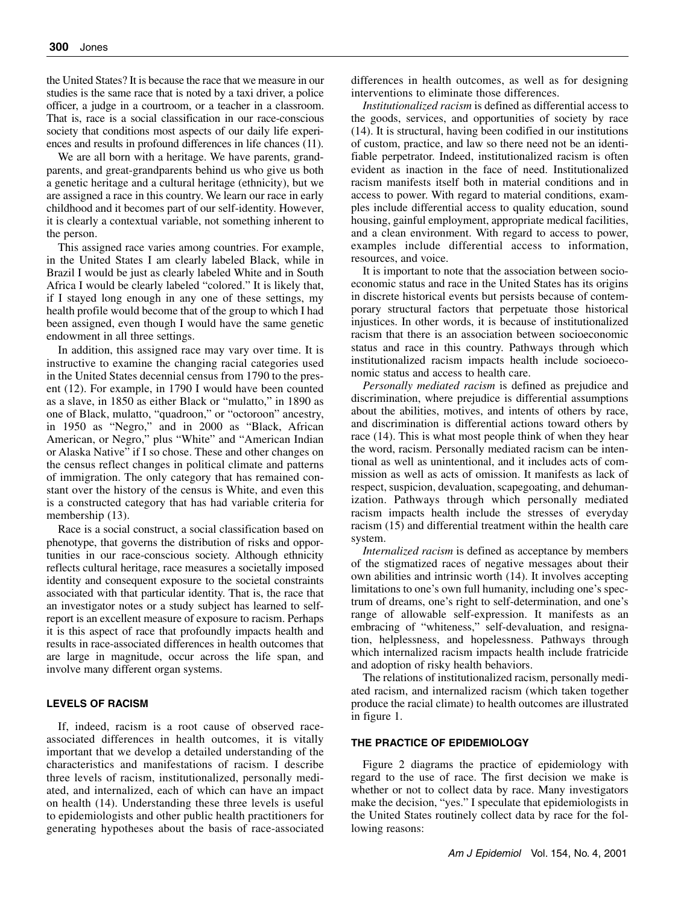the United States? It is because the race that we measure in our studies is the same race that is noted by a taxi driver, a police officer, a judge in a courtroom, or a teacher in a classroom. That is, race is a social classification in our race-conscious society that conditions most aspects of our daily life experiences and results in profound differences in life chances (11).

We are all born with a heritage. We have parents, grandparents, and great-grandparents behind us who give us both a genetic heritage and a cultural heritage (ethnicity), but we are assigned a race in this country. We learn our race in early childhood and it becomes part of our self-identity. However, it is clearly a contextual variable, not something inherent to the person.

This assigned race varies among countries. For example, in the United States I am clearly labeled Black, while in Brazil I would be just as clearly labeled White and in South Africa I would be clearly labeled "colored." It is likely that, if I stayed long enough in any one of these settings, my health profile would become that of the group to which I had been assigned, even though I would have the same genetic endowment in all three settings.

In addition, this assigned race may vary over time. It is instructive to examine the changing racial categories used in the United States decennial census from 1790 to the present (12). For example, in 1790 I would have been counted as a slave, in 1850 as either Black or "mulatto," in 1890 as one of Black, mulatto, "quadroon," or "octoroon" ancestry, in 1950 as "Negro," and in 2000 as "Black, African American, or Negro," plus "White" and "American Indian or Alaska Native" if I so chose. These and other changes on the census reflect changes in political climate and patterns of immigration. The only category that has remained constant over the history of the census is White, and even this is a constructed category that has had variable criteria for membership (13).

Race is a social construct, a social classification based on phenotype, that governs the distribution of risks and opportunities in our race-conscious society. Although ethnicity reflects cultural heritage, race measures a societally imposed identity and consequent exposure to the societal constraints associated with that particular identity. That is, the race that an investigator notes or a study subject has learned to self-report is an excellent measure of exposure to racism. Perhaps it is this aspect of race that profoundly impacts health and results in race-associated differences in health outcomes that are large in magnitude, occur across the life span, and involve many different organ systems.

## LEVELS OF RACISM

If, indeed, racism is a root cause of observed race-associated differences in health outcomes, it is vitally important that we develop a detailed understanding of the characteristics and manifestations of racism. I describe three levels of racism, institutionalized, personally mediated, and internalized, each of which can have an impact on health (14). Understanding these three levels is useful to epidemiologists and other public health practitioners for generating hypotheses about the basis of race-associated differences in health outcomes, as well as for designing interventions to eliminate those differences.

*Institutionalized racism* is defined as differential access to the goods, services, and opportunities of society by race (14). It is structural, having been codified in our institutions of custom, practice, and law so there need not be an identifiable perpetrator. Indeed, institutionalized racism is often evident as inaction in the face of need. Institutionalized racism manifests itself both in material conditions and in access to power. With regard to material conditions, examples include differential access to quality education, sound housing, gainful employment, appropriate medical facilities, and a clean environment. With regard to access to power, examples include differential access to information, resources, and voice.

It is important to note that the association between socioeconomic status and race in the United States has its origins in discrete historical events but persists because of contemporary structural factors that perpetuate those historical injustices. In other words, it is because of institutionalized racism that there is an association between socioeconomic status and race in this country. Pathways through which institutionalized racism impacts health include socioeconomic status and access to health care.

*Personally mediated racism* is defined as prejudice and discrimination, where prejudice is differential assumptions about the abilities, motives, and intents of others by race, and discrimination is differential actions toward others by race (14). This is what most people think of when they hear the word, racism. Personally mediated racism can be intentional as well as unintentional, and it includes acts of commission as well as acts of omission. It manifests as lack of respect, suspicion, devaluation, scapegoating, and dehumanization. Pathways through which personally mediated racism impacts health include the stresses of everyday racism (15) and differential treatment within the health care system.

*Internalized racism* is defined as acceptance by members of the stigmatized races of negative messages about their own abilities and intrinsic worth (14). It involves accepting limitations to one's own full humanity, including one's spectrum of dreams, one's right to self-determination, and one's range of allowable self-expression. It manifests as an embracing of "whiteness," self-devaluation, and resignation, helplessness, and hopelessness. Pathways through which internalized racism impacts health include fratricide and adoption of risky health behaviors.

The relations of institutionalized racism, personally mediated racism, and internalized racism (which taken together produce the racial climate) to health outcomes are illustrated in figure 1.

## THE PRACTICE OF EPIDEMIOLOGY

Figure 2 diagrams the practice of epidemiology with regard to the use of race. The first decision we make is whether or not to collect data by race. Many investigators make the decision, "yes." I speculate that epidemiologists in the United States routinely collect data by race for the following reasons: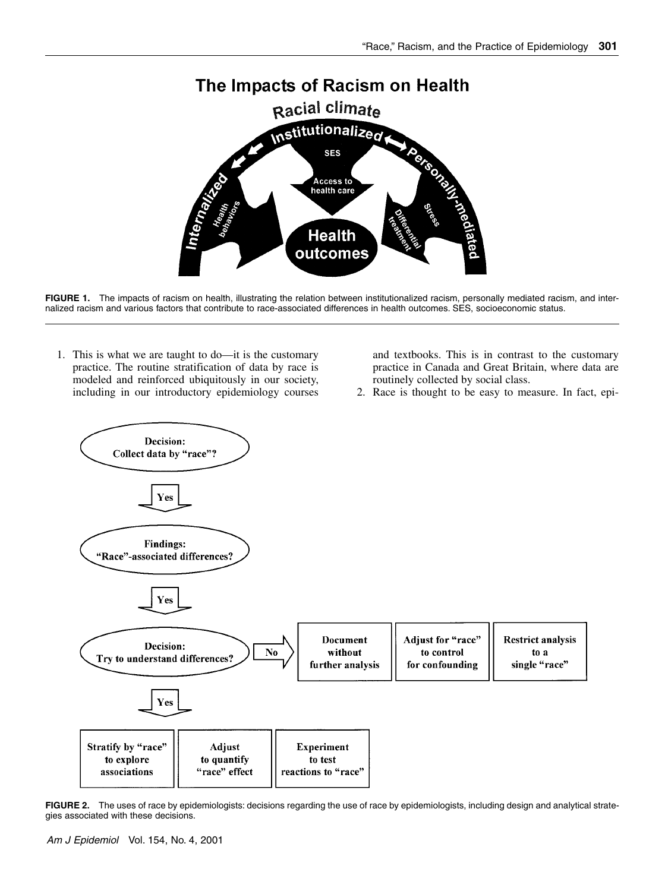The Impacts of Racism on Health

Racial climate

Institutionalized

Personally-mediated

Internalized

SES

Access to health care

Health behaviors

Stress

Differential treatment

Health outcomes

**FIGURE 1.** The impacts of racism on health, illustrating the relation between institutionalized racism, personally mediated racism, and internalized racism and various factors that contribute to race-associated differences in health outcomes. SES, socioeconomic status.

1. This is what we are taught to do—it is the customary practice. The routine stratification of data by race is modeled and reinforced ubiquitously in our society, including in our introductory epidemiology courses and textbooks. This is in contrast to the customary practice in Canada and Great Britain, where data are routinely collected by social class.
2. Race is thought to be easy to measure. In fact, epi-

Decision: Collect data by "race"?

Yes

Findings: "Race"-associated differences?

Yes

Decision: Try to understand differences?

No

Document without further analysis

Adjust for "race" to control for confounding

Restrict analysis to a single "race"

Yes

Stratify by "race" to explore associations

Adjust to quantify "race" effect

Experiment to test reactions to "race"

**FIGURE 2.** The uses of race by epidemiologists: decisions regarding the use of race by epidemiologists, including design and analytical strategies associated with these decisions.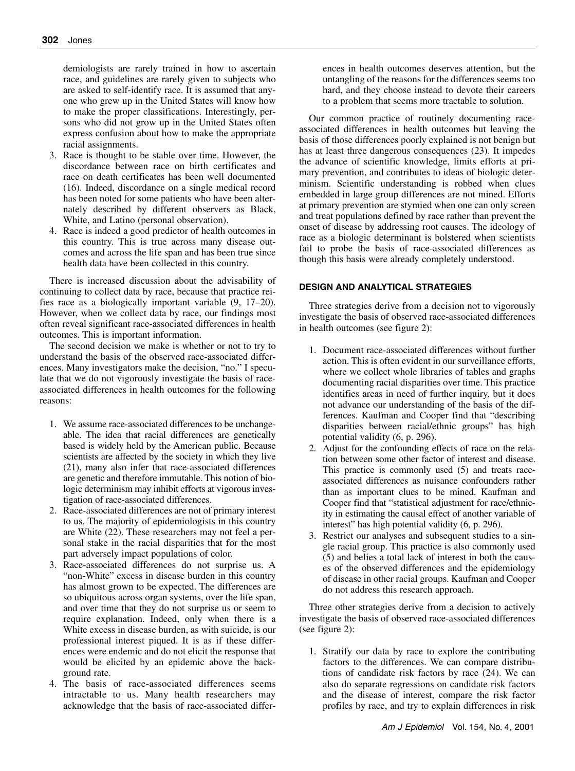demiologists are rarely trained in how to ascertain race, and guidelines are rarely given to subjects who are asked to self-identify race. It is assumed that anyone who grew up in the United States will know how to make the proper classifications. Interestingly, persons who did not grow up in the United States often express confusion about how to make the appropriate racial assignments.

3. Race is thought to be stable over time. However, the discordance between race on birth certificates and race on death certificates has been well documented (16). Indeed, discordance on a single medical record has been noted for some patients who have been alternately described by different observers as Black, White, and Latino (personal observation).
4. Race is indeed a good predictor of health outcomes in this country. This is true across many disease outcomes and across the life span and has been true since health data have been collected in this country.

There is increased discussion about the advisability of continuing to collect data by race, because that practice reifies race as a biologically important variable (9, 17–20). However, when we collect data by race, our findings most often reveal significant race-associated differences in health outcomes. This is important information.

The second decision we make is whether or not to try to understand the basis of the observed race-associated differences. Many investigators make the decision, "no." I speculate that we do not vigorously investigate the basis of race-associated differences in health outcomes for the following reasons:

1. We assume race-associated differences to be unchangeable. The idea that racial differences are genetically based is widely held by the American public. Because scientists are affected by the society in which they live (21), many also infer that race-associated differences are genetic and therefore immutable. This notion of biologic determinism may inhibit efforts at vigorous investigation of race-associated differences.
2. Race-associated differences are not of primary interest to us. The majority of epidemiologists in this country are White (22). These researchers may not feel a personal stake in the racial disparities that for the most part adversely impact populations of color.
3. Race-associated differences do not surprise us. A "non-White" excess in disease burden in this country has almost grown to be expected. The differences are so ubiquitous across organ systems, over the life span, and over time that they do not surprise us or seem to require explanation. Indeed, only when there is a White excess in disease burden, as with suicide, is our professional interest piqued. It is as if these differences were endemic and do not elicit the response that would be elicited by an epidemic above the background rate.
4. The basis of race-associated differences seems intractable to us. Many health researchers may acknowledge that the basis of race-associated differences in health outcomes deserves attention, but the untangling of the reasons for the differences seems too hard, and they choose instead to devote their careers to a problem that seems more tractable to solution.

Our common practice of routinely documenting race-associated differences in health outcomes but leaving the basis of those differences poorly explained is not benign but has at least three dangerous consequences (23). It impedes the advance of scientific knowledge, limits efforts at primary prevention, and contributes to ideas of biologic determinism. Scientific understanding is robbed when clues embedded in large group differences are not mined. Efforts at primary prevention are stymied when one can only screen and treat populations defined by race rather than prevent the onset of disease by addressing root causes. The ideology of race as a biologic determinant is bolstered when scientists fail to probe the basis of race-associated differences as though this basis were already completely understood.

## DESIGN AND ANALYTICAL STRATEGIES

Three strategies derive from a decision not to vigorously investigate the basis of observed race-associated differences in health outcomes (see figure 2):

1. Document race-associated differences without further action. This is often evident in our surveillance efforts, where we collect whole libraries of tables and graphs documenting racial disparities over time. This practice identifies areas in need of further inquiry, but it does not advance our understanding of the basis of the differences. Kaufman and Cooper find that "describing disparities between racial/ethnic groups" has high potential validity (6, p. 296).
2. Adjust for the confounding effects of race on the relation between some other factor of interest and disease. This practice is commonly used (5) and treats race-associated differences as nuisance confounders rather than as important clues to be mined. Kaufman and Cooper find that "statistical adjustment for race/ethnicity in estimating the causal effect of another variable of interest" has high potential validity (6, p. 296).
3. Restrict our analyses and subsequent studies to a single racial group. This practice is also commonly used (5) and belies a total lack of interest in both the causes of the observed differences and the epidemiology of disease in other racial groups. Kaufman and Cooper do not address this research approach.

Three other strategies derive from a decision to actively investigate the basis of observed race-associated differences (see figure 2):

1. Stratify our data by race to explore the contributing factors to the differences. We can compare distributions of candidate risk factors by race (24). We can also do separate regressions on candidate risk factors and the disease of interest, compare the risk factor profiles by race, and try to explain differences in risk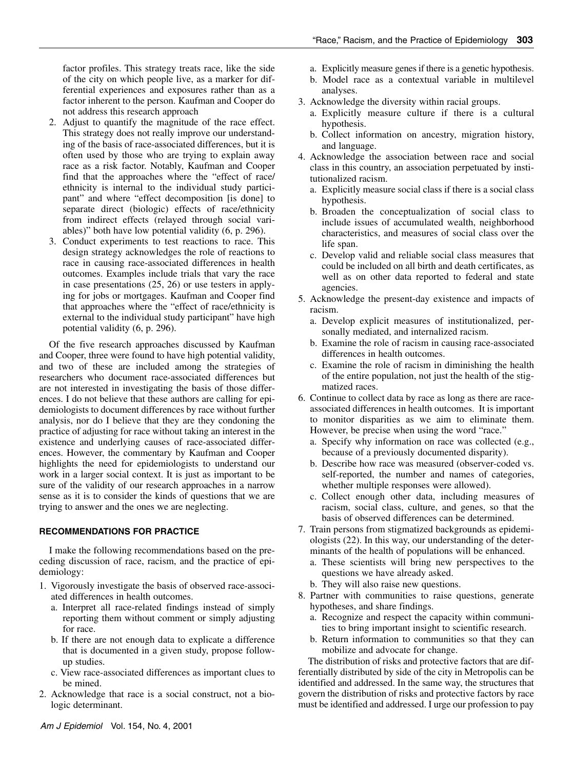factor profiles. This strategy treats race, like the side of the city on which people live, as a marker for differential experiences and exposures rather than as a factor inherent to the person. Kaufman and Cooper do not address this research approach

2. Adjust to quantify the magnitude of the race effect. This strategy does not really improve our understanding of the basis of race-associated differences, but it is often used by those who are trying to explain away race as a risk factor. Notably, Kaufman and Cooper find that the approaches where the "effect of race/ethnicity is internal to the individual study participant" and where "effect decomposition [is done] to separate direct (biologic) effects of race/ethnicity from indirect effects (relayed through social variables)" both have low potential validity (6, p. 296).
3. Conduct experiments to test reactions to race. This design strategy acknowledges the role of reactions to race in causing race-associated differences in health outcomes. Examples include trials that vary the race in case presentations (25, 26) or use testers in applying for jobs or mortgages. Kaufman and Cooper find that approaches where the "effect of race/ethnicity is external to the individual study participant" have high potential validity (6, p. 296).

Of the five research approaches discussed by Kaufman and Cooper, three were found to have high potential validity, and two of these are included among the strategies of researchers who document race-associated differences but are not interested in investigating the basis of those differences. I do not believe that these authors are calling for epidemiologists to document differences by race without further analysis, nor do I believe that they are they condoning the practice of adjusting for race without taking an interest in the existence and underlying causes of race-associated differences. However, the commentary by Kaufman and Cooper highlights the need for epidemiologists to understand our work in a larger social context. It is just as important to be sure of the validity of our research approaches in a narrow sense as it is to consider the kinds of questions that we are trying to answer and the ones we are neglecting.

## RECOMMENDATIONS FOR PRACTICE

I make the following recommendations based on the preceding discussion of race, racism, and the practice of epidemiology:

1. Vigorously investigate the basis of observed race-associated differences in health outcomes.
   a. Interpret all race-related findings instead of simply reporting them without comment or simply adjusting for race.
   b. If there are not enough data to explicate a difference that is documented in a given study, propose follow-up studies.
   c. View race-associated differences as important clues to be mined.
2. Acknowledge that race is a social construct, not a biologic determinant.
   a. Explicitly measure genes if there is a genetic hypothesis.
   b. Model race as a contextual variable in multilevel analyses.
3. Acknowledge the diversity within racial groups.
   a. Explicitly measure culture if there is a cultural hypothesis.
   b. Collect information on ancestry, migration history, and language.
4. Acknowledge the association between race and social class in this country, an association perpetuated by institutionalized racism.
   a. Explicitly measure social class if there is a social class hypothesis.
   b. Broaden the conceptualization of social class to include issues of accumulated wealth, neighborhood characteristics, and measures of social class over the life span.
   c. Develop valid and reliable social class measures that could be included on all birth and death certificates, as well as on other data reported to federal and state agencies.
5. Acknowledge the present-day existence and impacts of racism.
   a. Develop explicit measures of institutionalized, personally mediated, and internalized racism.
   b. Examine the role of racism in causing race-associated differences in health outcomes.
   c. Examine the role of racism in diminishing the health of the entire population, not just the health of the stigmatized races.
6. Continue to collect data by race as long as there are race-associated differences in health outcomes. It is important to monitor disparities as we aim to eliminate them. However, be precise when using the word "race."
   a. Specify why information on race was collected (e.g., because of a previously documented disparity).
   b. Describe how race was measured (observer-coded vs. self-reported, the number and names of categories, whether multiple responses were allowed).
   c. Collect enough other data, including measures of racism, social class, culture, and genes, so that the basis of observed differences can be determined.
7. Train persons from stigmatized backgrounds as epidemiologists (22). In this way, our understanding of the determinants of the health of populations will be enhanced.
   a. These scientists will bring new perspectives to the questions we have already asked.
   b. They will also raise new questions.
8. Partner with communities to raise questions, generate hypotheses, and share findings.
   a. Recognize and respect the capacity within communities to bring important insight to scientific research.
   b. Return information to communities so that they can mobilize and advocate for change.

The distribution of risks and protective factors that are differentially distributed by side of the city in Metropolis can be identified and addressed. In the same way, the structures that govern the distribution of risks and protective factors by race must be identified and addressed. I urge our profession to pay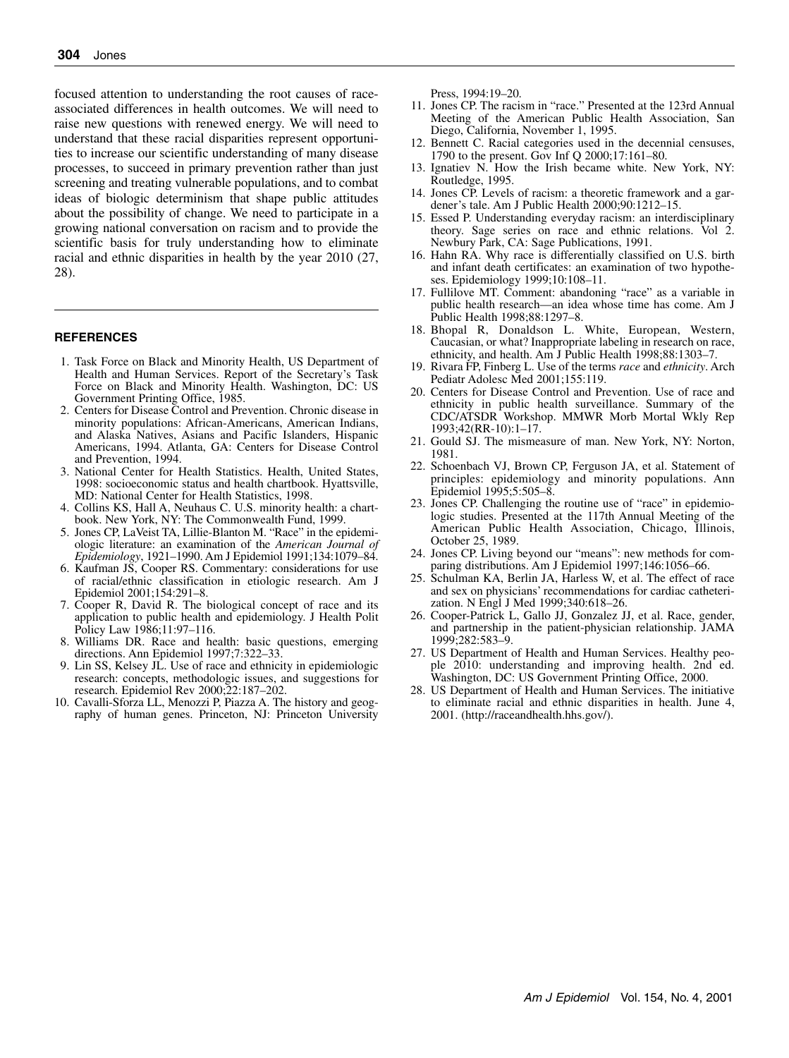focused attention to understanding the root causes of race-associated differences in health outcomes. We will need to raise new questions with renewed energy. We will need to understand that these racial disparities represent opportunities to increase our scientific understanding of many disease processes, to succeed in primary prevention rather than just screening and treating vulnerable populations, and to combat ideas of biologic determinism that shape public attitudes about the possibility of change. We need to participate in a growing national conversation on racism and to provide the scientific basis for truly understanding how to eliminate racial and ethnic disparities in health by the year 2010 (27, 28).

## REFERENCES

1. Task Force on Black and Minority Health, US Department of Health and Human Services. Report of the Secretary's Task Force on Black and Minority Health. Washington, DC: US Government Printing Office, 1985.
2. Centers for Disease Control and Prevention. Chronic disease in minority populations: African-Americans, American Indians, and Alaska Natives, Asians and Pacific Islanders, Hispanic Americans, 1994. Atlanta, GA: Centers for Disease Control and Prevention, 1994.
3. National Center for Health Statistics. Health, United States, 1998: socioeconomic status and health chartbook. Hyattsville, MD: National Center for Health Statistics, 1998.
4. Collins KS, Hall A, Neuhaus C. U.S. minority health: a chartbook. New York, NY: The Commonwealth Fund, 1999.
5. Jones CP, LaVeist TA, Lillie-Blanton M. "Race" in the epidemiologic literature: an examination of the *American Journal of Epidemiology*, 1921–1990. Am J Epidemiol 1991;134:1079–84.
6. Kaufman JS, Cooper RS. Commentary: considerations for use of racial/ethnic classification in etiologic research. Am J Epidemiol 2001;154:291–8.
7. Cooper R, David R. The biological concept of race and its application to public health and epidemiology. J Health Polit Policy Law 1986;11:97–116.
8. Williams DR. Race and health: basic questions, emerging directions. Ann Epidemiol 1997;7:322–33.
9. Lin SS, Kelsey JL. Use of race and ethnicity in epidemiologic research: concepts, methodologic issues, and suggestions for research. Epidemiol Rev 2000;22:187–202.
10. Cavalli-Sforza LL, Menozzi P, Piazza A. The history and geography of human genes. Princeton, NJ: Princeton University Press, 1994:19–20.
11. Jones CP. The racism in "race." Presented at the 123rd Annual Meeting of the American Public Health Association, San Diego, California, November 1, 1995.
12. Bennett C. Racial categories used in the decennial censuses, 1790 to the present. Gov Inf Q 2000;17:161–80.
13. Ignatiev N. How the Irish became white. New York, NY: Routledge, 1995.
14. Jones CP. Levels of racism: a theoretic framework and a gardener's tale. Am J Public Health 2000;90:1212–15.
15. Essed P. Understanding everyday racism: an interdisciplinary theory. Sage series on race and ethnic relations. Vol 2. Newbury Park, CA: Sage Publications, 1991.
16. Hahn RA. Why race is differentially classified on U.S. birth and infant death certificates: an examination of two hypotheses. Epidemiology 1999;10:108–11.
17. Fullilove MT. Comment: abandoning "race" as a variable in public health research—an idea whose time has come. Am J Public Health 1998;88:1297–8.
18. Bhopal R, Donaldson L. White, European, Western, Caucasian, or what? Inappropriate labeling in research on race, ethnicity, and health. Am J Public Health 1998;88:1303–7.
19. Rivara FP, Finberg L. Use of the terms *race* and *ethnicity*. Arch Pediatr Adolesc Med 2001;155:119.
20. Centers for Disease Control and Prevention. Use of race and ethnicity in public health surveillance. Summary of the CDC/ATSDR Workshop. MMWR Morb Mortal Wkly Rep 1993;42(RR-10):1–17.
21. Gould SJ. The mismeasure of man. New York, NY: Norton, 1981.
22. Schoenbach VJ, Brown CP, Ferguson JA, et al. Statement of principles: epidemiology and minority populations. Ann Epidemiol 1995;5:505–8.
23. Jones CP. Challenging the routine use of "race" in epidemiologic studies. Presented at the 117th Annual Meeting of the American Public Health Association, Chicago, Illinois, October 25, 1989.
24. Jones CP. Living beyond our "means": new methods for comparing distributions. Am J Epidemiol 1997;146:1056–66.
25. Schulman KA, Berlin JA, Harless W, et al. The effect of race and sex on physicians' recommendations for cardiac catheterization. N Engl J Med 1999;340:618–26.
26. Cooper-Patrick L, Gallo JJ, Gonzalez JJ, et al. Race, gender, and partnership in the patient-physician relationship. JAMA 1999;282:583–9.
27. US Department of Health and Human Services. Healthy people 2010: understanding and improving health. 2nd ed. Washington, DC: US Government Printing Office, 2000.
28. US Department of Health and Human Services. The initiative to eliminate racial and ethnic disparities in health. June 4, 2001. (http://raceandhealth.hhs.gov/).